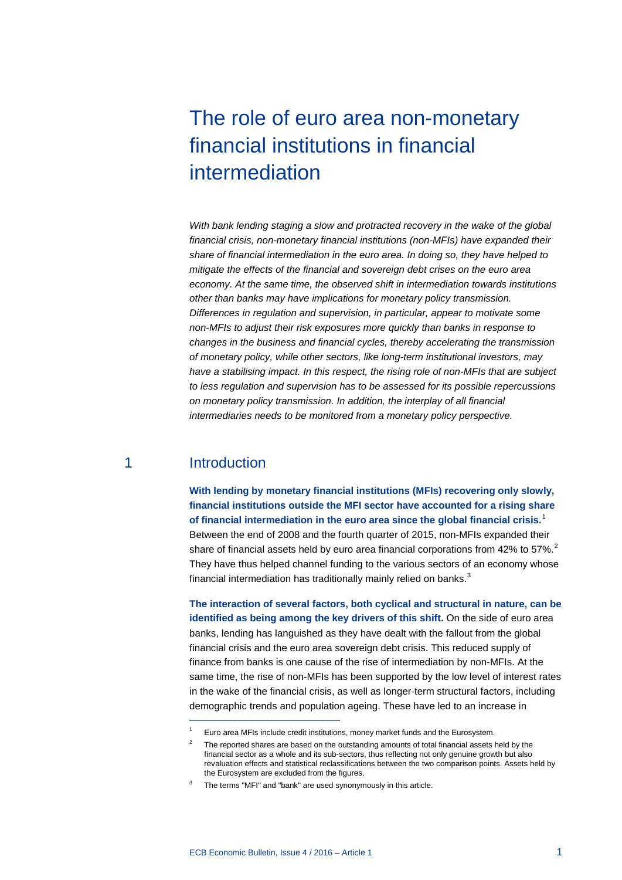# The role of euro area non-monetary financial institutions in financial intermediation

*With bank lending staging a slow and protracted recovery in the wake of the global financial crisis, non-monetary financial institutions (non-MFIs) have expanded their share of financial intermediation in the euro area. In doing so, they have helped to mitigate the effects of the financial and sovereign debt crises on the euro area economy. At the same time, the observed shift in intermediation towards institutions other than banks may have implications for monetary policy transmission. Differences in regulation and supervision, in particular, appear to motivate some non-MFIs to adjust their risk exposures more quickly than banks in response to changes in the business and financial cycles, thereby accelerating the transmission of monetary policy, while other sectors, like long-term institutional investors, may have a stabilising impact. In this respect, the rising role of non-MFIs that are subject to less regulation and supervision has to be assessed for its possible repercussions on monetary policy transmission. In addition, the interplay of all financial intermediaries needs to be monitored from a monetary policy perspective.*

## 1 Introduction

**With lending by monetary financial institutions (MFIs) recovering only slowly, financial institutions outside the MFI sector have accounted for a rising share of financial intermediation in the euro area since the global financial crisis.**[1] Between the end of 2008 and the fourth quarter of 2015, non-MFIs expanded their share of financial assets held by euro area financial corporations from 42% to 57%.[2] They have thus helped channel funding to the various sectors of an economy whose financial intermediation has traditionally mainly relied on banks.[3]

**The interaction of several factors, both cyclical and structural in nature, can be identified as being among the key drivers of this shift.** On the side of euro area banks, lending has languished as they have dealt with the fallout from the global financial crisis and the euro area sovereign debt crisis. This reduced supply of finance from banks is one cause of the rise of intermediation by non-MFIs. At the same time, the rise of non-MFIs has been supported by the low level of interest rates in the wake of the financial crisis, as well as longer-term structural factors, including demographic trends and population ageing. These have led to an increase in

---

[1] Euro area MFIs include credit institutions, money market funds and the Eurosystem.

[2] The reported shares are based on the outstanding amounts of total financial assets held by the financial sector as a whole and its sub-sectors, thus reflecting not only genuine growth but also revaluation effects and statistical reclassifications between the two comparison points. Assets held by the Eurosystem are excluded from the figures.

[3] The terms "MFI" and "bank" are used synonymously in this article.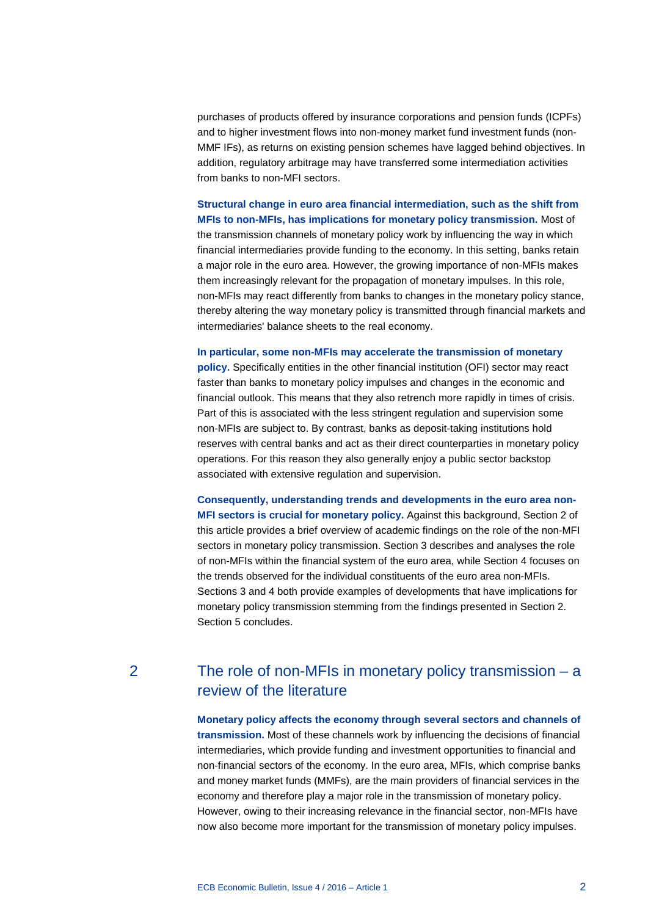purchases of products offered by insurance corporations and pension funds (ICPFs) and to higher investment flows into non-money market fund investment funds (non-MMF IFs), as returns on existing pension schemes have lagged behind objectives. In addition, regulatory arbitrage may have transferred some intermediation activities from banks to non-MFI sectors.

**Structural change in euro area financial intermediation, such as the shift from MFIs to non-MFIs, has implications for monetary policy transmission.** Most of the transmission channels of monetary policy work by influencing the way in which financial intermediaries provide funding to the economy. In this setting, banks retain a major role in the euro area. However, the growing importance of non-MFIs makes them increasingly relevant for the propagation of monetary impulses. In this role, non-MFIs may react differently from banks to changes in the monetary policy stance, thereby altering the way monetary policy is transmitted through financial markets and intermediaries' balance sheets to the real economy.

**In particular, some non-MFIs may accelerate the transmission of monetary policy.** Specifically entities in the other financial institution (OFI) sector may react faster than banks to monetary policy impulses and changes in the economic and financial outlook. This means that they also retrench more rapidly in times of crisis. Part of this is associated with the less stringent regulation and supervision some non-MFIs are subject to. By contrast, banks as deposit-taking institutions hold reserves with central banks and act as their direct counterparties in monetary policy operations. For this reason they also generally enjoy a public sector backstop associated with extensive regulation and supervision.

**Consequently, understanding trends and developments in the euro area non-MFI sectors is crucial for monetary policy.** Against this background, Section 2 of this article provides a brief overview of academic findings on the role of the non-MFI sectors in monetary policy transmission. Section 3 describes and analyses the role of non-MFIs within the financial system of the euro area, while Section 4 focuses on the trends observed for the individual constituents of the euro area non-MFIs. Sections 3 and 4 both provide examples of developments that have implications for monetary policy transmission stemming from the findings presented in Section 2. Section 5 concludes.

## 2 The role of non-MFIs in monetary policy transmission – a review of the literature

**Monetary policy affects the economy through several sectors and channels of transmission.** Most of these channels work by influencing the decisions of financial intermediaries, which provide funding and investment opportunities to financial and non-financial sectors of the economy. In the euro area, MFIs, which comprise banks and money market funds (MMFs), are the main providers of financial services in the economy and therefore play a major role in the transmission of monetary policy. However, owing to their increasing relevance in the financial sector, non-MFIs have now also become more important for the transmission of monetary policy impulses.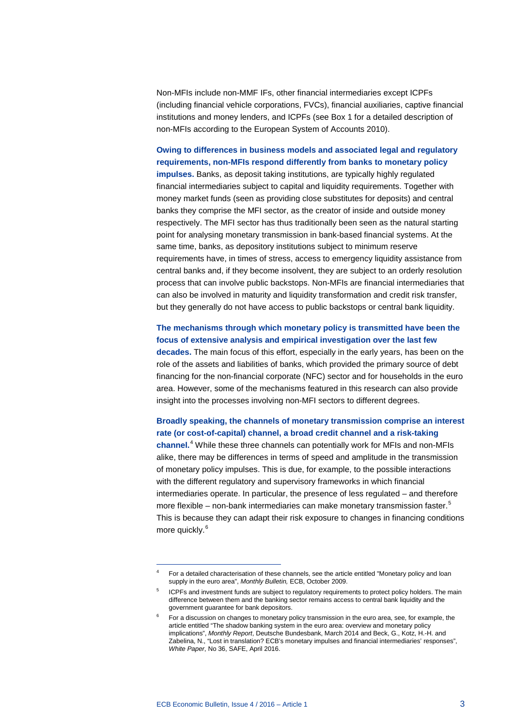Non-MFIs include non-MMF IFs, other financial intermediaries except ICPFs (including financial vehicle corporations, FVCs), financial auxiliaries, captive financial institutions and money lenders, and ICPFs (see Box 1 for a detailed description of non-MFIs according to the European System of Accounts 2010).

**Owing to differences in business models and associated legal and regulatory requirements, non-MFIs respond differently from banks to monetary policy impulses.** Banks, as deposit taking institutions, are typically highly regulated financial intermediaries subject to capital and liquidity requirements. Together with money market funds (seen as providing close substitutes for deposits) and central banks they comprise the MFI sector, as the creator of inside and outside money respectively. The MFI sector has thus traditionally been seen as the natural starting point for analysing monetary transmission in bank-based financial systems. At the same time, banks, as depository institutions subject to minimum reserve requirements have, in times of stress, access to emergency liquidity assistance from central banks and, if they become insolvent, they are subject to an orderly resolution process that can involve public backstops. Non-MFIs are financial intermediaries that can also be involved in maturity and liquidity transformation and credit risk transfer, but they generally do not have access to public backstops or central bank liquidity.

**The mechanisms through which monetary policy is transmitted have been the focus of extensive analysis and empirical investigation over the last few decades.** The main focus of this effort, especially in the early years, has been on the role of the assets and liabilities of banks, which provided the primary source of debt financing for the non-financial corporate (NFC) sector and for households in the euro area. However, some of the mechanisms featured in this research can also provide insight into the processes involving non-MFI sectors to different degrees.

**Broadly speaking, the channels of monetary transmission comprise an interest rate (or cost-of-capital) channel, a broad credit channel and a risk-taking channel.**[4] While these three channels can potentially work for MFIs and non-MFIs alike, there may be differences in terms of speed and amplitude in the transmission of monetary policy impulses. This is due, for example, to the possible interactions with the different regulatory and supervisory frameworks in which financial intermediaries operate. In particular, the presence of less regulated – and therefore more flexible – non-bank intermediaries can make monetary transmission faster.[5] This is because they can adapt their risk exposure to changes in financing conditions more quickly.[6]

---

[4] For a detailed characterisation of these channels, see the article entitled "Monetary policy and loan supply in the euro area", *Monthly Bulletin,* ECB, October 2009.

[5] ICPFs and investment funds are subject to regulatory requirements to protect policy holders. The main difference between them and the banking sector remains access to central bank liquidity and the government guarantee for bank depositors.

[6] For a discussion on changes to monetary policy transmission in the euro area, see, for example, the article entitled "The shadow banking system in the euro area: overview and monetary policy implications", *Monthly Report*, Deutsche Bundesbank, March 2014 and Beck, G., Kotz, H.-H. and Zabelina, N., "Lost in translation? ECB's monetary impulses and financial intermediaries' responses", *White Paper*, No 36, SAFE, April 2016.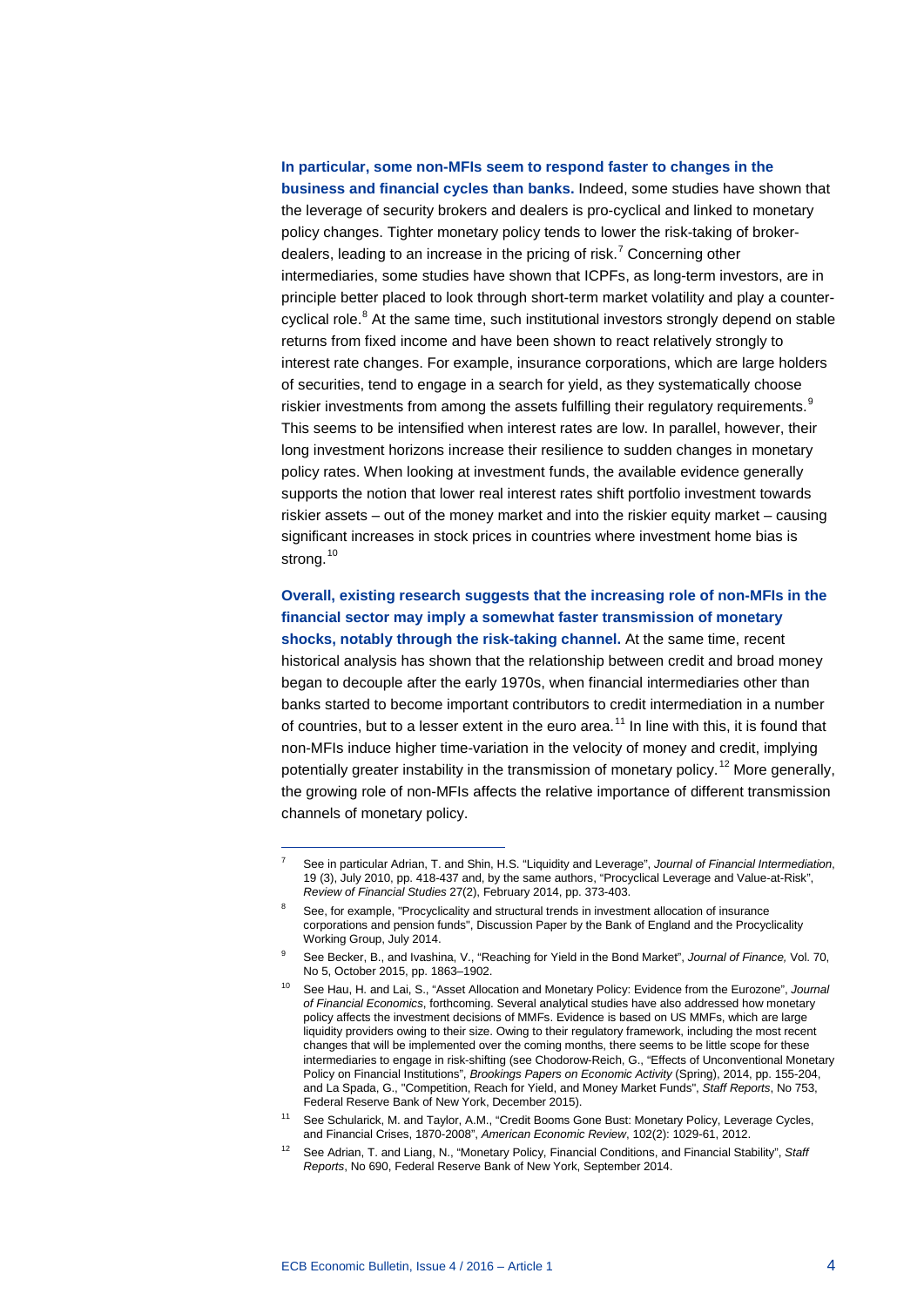**In particular, some non-MFIs seem to respond faster to changes in the business and financial cycles than banks.** Indeed, some studies have shown that the leverage of security brokers and dealers is pro-cyclical and linked to monetary policy changes. Tighter monetary policy tends to lower the risk-taking of broker-dealers, leading to an increase in the pricing of risk.[7] Concerning other intermediaries, some studies have shown that ICPFs, as long-term investors, are in principle better placed to look through short-term market volatility and play a counter-cyclical role.[8] At the same time, such institutional investors strongly depend on stable returns from fixed income and have been shown to react relatively strongly to interest rate changes. For example, insurance corporations, which are large holders of securities, tend to engage in a search for yield, as they systematically choose riskier investments from among the assets fulfilling their regulatory requirements.[9] This seems to be intensified when interest rates are low. In parallel, however, their long investment horizons increase their resilience to sudden changes in monetary policy rates. When looking at investment funds, the available evidence generally supports the notion that lower real interest rates shift portfolio investment towards riskier assets – out of the money market and into the riskier equity market – causing significant increases in stock prices in countries where investment home bias is strong.[10]

**Overall, existing research suggests that the increasing role of non-MFIs in the financial sector may imply a somewhat faster transmission of monetary shocks, notably through the risk-taking channel.** At the same time, recent historical analysis has shown that the relationship between credit and broad money began to decouple after the early 1970s, when financial intermediaries other than banks started to become important contributors to credit intermediation in a number of countries, but to a lesser extent in the euro area.[11] In line with this, it is found that non-MFIs induce higher time-variation in the velocity of money and credit, implying potentially greater instability in the transmission of monetary policy.[12] More generally, the growing role of non-MFIs affects the relative importance of different transmission channels of monetary policy.

---

[7] See in particular Adrian, T. and Shin, H.S. "Liquidity and Leverage", *Journal of Financial Intermediation*, 19 (3), July 2010, pp. 418-437 and, by the same authors, "Procyclical Leverage and Value-at-Risk", *Review of Financial Studies* 27(2), February 2014, pp. 373-403.

[8] See, for example, "Procyclicality and structural trends in investment allocation of insurance corporations and pension funds", Discussion Paper by the Bank of England and the Procyclicality Working Group, July 2014.

[9] See Becker, B., and Ivashina, V., "Reaching for Yield in the Bond Market", *Journal of Finance,* Vol. 70, No 5, October 2015, pp. 1863–1902.

[10] See Hau, H. and Lai, S., "Asset Allocation and Monetary Policy: Evidence from the Eurozone", *Journal of Financial Economics*, forthcoming. Several analytical studies have also addressed how monetary policy affects the investment decisions of MMFs. Evidence is based on US MMFs, which are large liquidity providers owing to their size. Owing to their regulatory framework, including the most recent changes that will be implemented over the coming months, there seems to be little scope for these intermediaries to engage in risk-shifting (see Chodorow-Reich, G., "Effects of Unconventional Monetary Policy on Financial Institutions", *Brookings Papers on Economic Activity* (Spring), 2014, pp. 155-204, and La Spada, G., "Competition, Reach for Yield, and Money Market Funds", *Staff Reports*, No 753, Federal Reserve Bank of New York, December 2015).

[11] See Schularick, M. and Taylor, A.M., "Credit Booms Gone Bust: Monetary Policy, Leverage Cycles, and Financial Crises, 1870-2008", *American Economic Review*, 102(2): 1029-61, 2012.

[12] See Adrian, T. and Liang, N., "Monetary Policy, Financial Conditions, and Financial Stability", *Staff Reports*, No 690, Federal Reserve Bank of New York, September 2014.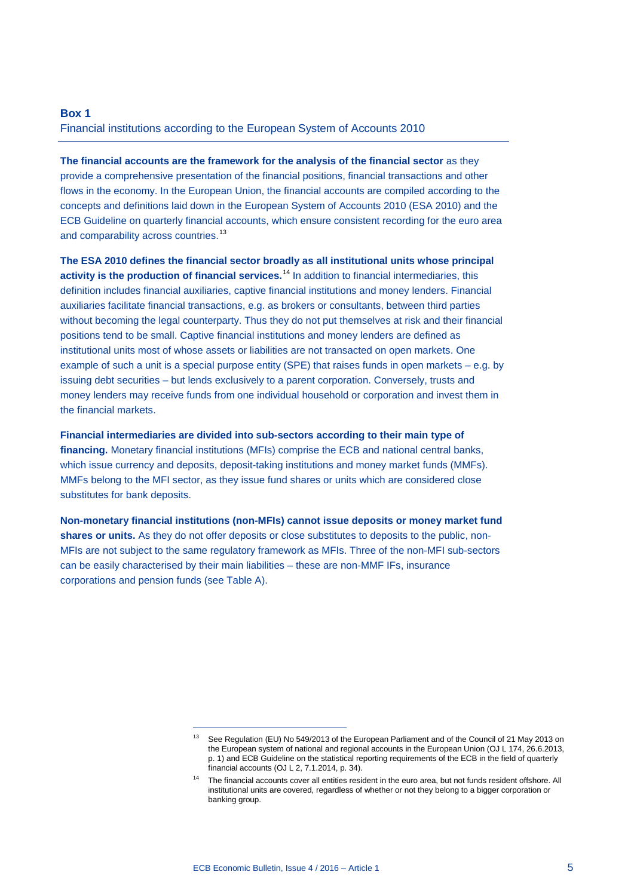**Box 1**

Financial institutions according to the European System of Accounts 2010

**The financial accounts are the framework for the analysis of the financial sector** as they provide a comprehensive presentation of the financial positions, financial transactions and other flows in the economy. In the European Union, the financial accounts are compiled according to the concepts and definitions laid down in the European System of Accounts 2010 (ESA 2010) and the ECB Guideline on quarterly financial accounts, which ensure consistent recording for the euro area and comparability across countries.[13]

**The ESA 2010 defines the financial sector broadly as all institutional units whose principal activity is the production of financial services.**[14] In addition to financial intermediaries, this definition includes financial auxiliaries, captive financial institutions and money lenders. Financial auxiliaries facilitate financial transactions, e.g. as brokers or consultants, between third parties without becoming the legal counterparty. Thus they do not put themselves at risk and their financial positions tend to be small. Captive financial institutions and money lenders are defined as institutional units most of whose assets or liabilities are not transacted on open markets. One example of such a unit is a special purpose entity (SPE) that raises funds in open markets – e.g. by issuing debt securities – but lends exclusively to a parent corporation. Conversely, trusts and money lenders may receive funds from one individual household or corporation and invest them in the financial markets.

**Financial intermediaries are divided into sub-sectors according to their main type of financing.** Monetary financial institutions (MFIs) comprise the ECB and national central banks, which issue currency and deposits, deposit-taking institutions and money market funds (MMFs). MMFs belong to the MFI sector, as they issue fund shares or units which are considered close substitutes for bank deposits.

**Non-monetary financial institutions (non-MFIs) cannot issue deposits or money market fund shares or units.** As they do not offer deposits or close substitutes to deposits to the public, non-MFIs are not subject to the same regulatory framework as MFIs. Three of the non-MFI sub-sectors can be easily characterised by their main liabilities – these are non-MMF IFs, insurance corporations and pension funds (see Table A).

---

[13] See Regulation (EU) No 549/2013 of the European Parliament and of the Council of 21 May 2013 on the European system of national and regional accounts in the European Union (OJ L 174, 26.6.2013, p. 1) and ECB Guideline on the statistical reporting requirements of the ECB in the field of quarterly financial accounts (OJ L 2, 7.1.2014, p. 34).

[14] The financial accounts cover all entities resident in the euro area, but not funds resident offshore. All institutional units are covered, regardless of whether or not they belong to a bigger corporation or banking group.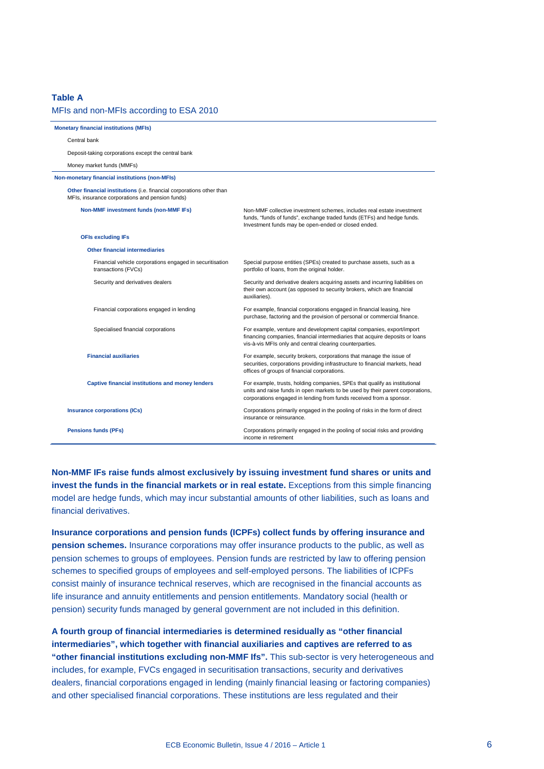**Table A**

MFIs and non-MFIs according to ESA 2010

| Category | Description |
|---|---|
| **Monetary financial institutions (MFIs)** | |
| Central bank | |
| Deposit-taking corporations except the central bank | |
| Money market funds (MMFs) | |
| **Non-monetary financial institutions (non-MFIs)** | |
| **Other financial institutions** (i.e. financial corporations other than MFIs, insurance corporations and pension funds) | |
| **Non-MMF investment funds (non-MMF IFs)** | Non-MMF collective investment schemes, includes real estate investment funds, "funds of funds", exchange traded funds (ETFs) and hedge funds. Investment funds may be open-ended or closed ended. |
| **OFIs excluding IFs** | |
| **Other financial intermediaries** | |
| Financial vehicle corporations engaged in securitisation transactions (FVCs) | Special purpose entities (SPEs) created to purchase assets, such as a portfolio of loans, from the original holder. |
| Security and derivatives dealers | Security and derivative dealers acquiring assets and incurring liabilities on their own account (as opposed to security brokers, which are financial auxiliaries). |
| Financial corporations engaged in lending | For example, financial corporations engaged in financial leasing, hire purchase, factoring and the provision of personal or commercial finance. |
| Specialised financial corporations | For example, venture and development capital companies, export/import financing companies, financial intermediaries that acquire deposits or loans vis-à-vis MFIs only and central clearing counterparties. |
| **Financial auxiliaries** | For example, security brokers, corporations that manage the issue of securities, corporations providing infrastructure to financial markets, head offices of groups of financial corporations. |
| **Captive financial institutions and money lenders** | For example, trusts, holding companies, SPEs that qualify as institutional units and raise funds in open markets to be used by their parent corporations, corporations engaged in lending from funds received from a sponsor. |
| **Insurance corporations (ICs)** | Corporations primarily engaged in the pooling of risks in the form of direct insurance or reinsurance. |
| **Pensions funds (PFs)** | Corporations primarily engaged in the pooling of social risks and providing income in retirement |

**Non-MMF IFs raise funds almost exclusively by issuing investment fund shares or units and invest the funds in the financial markets or in real estate.** Exceptions from this simple financing model are hedge funds, which may incur substantial amounts of other liabilities, such as loans and financial derivatives.

**Insurance corporations and pension funds (ICPFs) collect funds by offering insurance and pension schemes.** Insurance corporations may offer insurance products to the public, as well as pension schemes to groups of employees. Pension funds are restricted by law to offering pension schemes to specified groups of employees and self-employed persons. The liabilities of ICPFs consist mainly of insurance technical reserves, which are recognised in the financial accounts as life insurance and annuity entitlements and pension entitlements. Mandatory social (health or pension) security funds managed by general government are not included in this definition.

**A fourth group of financial intermediaries is determined residually as "other financial intermediaries", which together with financial auxiliaries and captives are referred to as "other financial institutions excluding non-MMF Ifs".** This sub-sector is very heterogeneous and includes, for example, FVCs engaged in securitisation transactions, security and derivatives dealers, financial corporations engaged in lending (mainly financial leasing or factoring companies) and other specialised financial corporations. These institutions are less regulated and their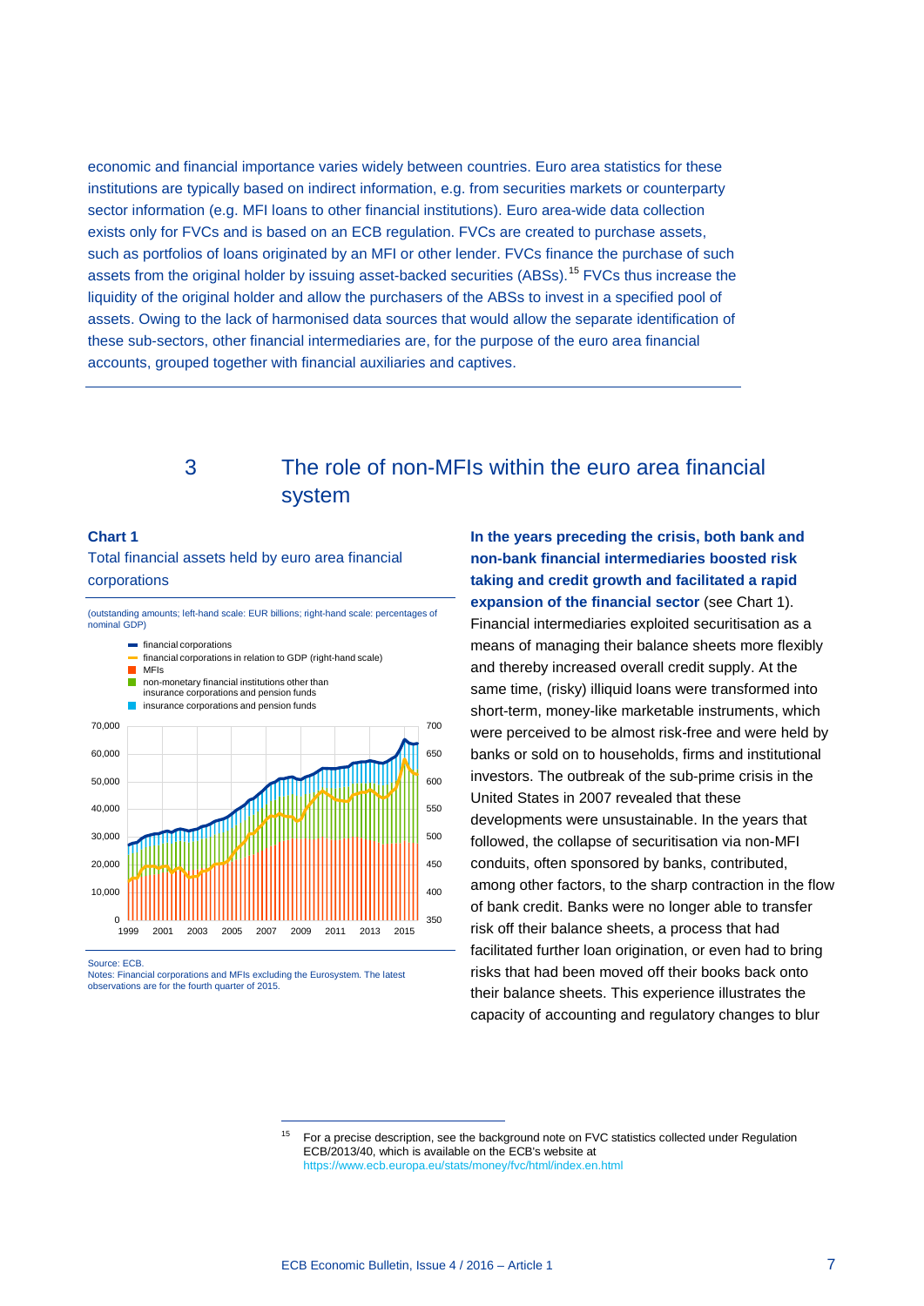economic and financial importance varies widely between countries. Euro area statistics for these institutions are typically based on indirect information, e.g. from securities markets or counterparty sector information (e.g. MFI loans to other financial institutions). Euro area-wide data collection exists only for FVCs and is based on an ECB regulation. FVCs are created to purchase assets, such as portfolios of loans originated by an MFI or other lender. FVCs finance the purchase of such assets from the original holder by issuing asset-backed securities (ABSs).[15] FVCs thus increase the liquidity of the original holder and allow the purchasers of the ABSs to invest in a specified pool of assets. Owing to the lack of harmonised data sources that would allow the separate identification of these sub-sectors, other financial intermediaries are, for the purpose of the euro area financial accounts, grouped together with financial auxiliaries and captives.

## 3 The role of non-MFIs within the euro area financial system

**Chart 1**

Total financial assets held by euro area financial corporations

(outstanding amounts; left-hand scale: EUR billions; right-hand scale: percentages of nominal GDP)

- financial corporations
- financial corporations in relation to GDP (right-hand scale)
- MFIs
- non-monetary financial institutions other than insurance corporations and pension funds
- insurance corporations and pension funds

Source: ECB.
Notes: Financial corporations and MFIs excluding the Eurosystem. The latest observations are for the fourth quarter of 2015.

**In the years preceding the crisis, both bank and non-bank financial intermediaries boosted risk taking and credit growth and facilitated a rapid expansion of the financial sector** (see Chart 1). Financial intermediaries exploited securitisation as a means of managing their balance sheets more flexibly and thereby increased overall credit supply. At the same time, (risky) illiquid loans were transformed into short-term, money-like marketable instruments, which were perceived to be almost risk-free and were held by banks or sold on to households, firms and institutional investors. The outbreak of the sub-prime crisis in the United States in 2007 revealed that these developments were unsustainable. In the years that followed, the collapse of securitisation via non-MFI conduits, often sponsored by banks, contributed, among other factors, to the sharp contraction in the flow of bank credit. Banks were no longer able to transfer risk off their balance sheets, a process that had facilitated further loan origination, or even had to bring risks that had been moved off their books back onto their balance sheets. This experience illustrates the capacity of accounting and regulatory changes to blur

[15] For a precise description, see the background note on FVC statistics collected under Regulation ECB/2013/40, which is available on the ECB's website at https://www.ecb.europa.eu/stats/money/fvc/html/index.en.html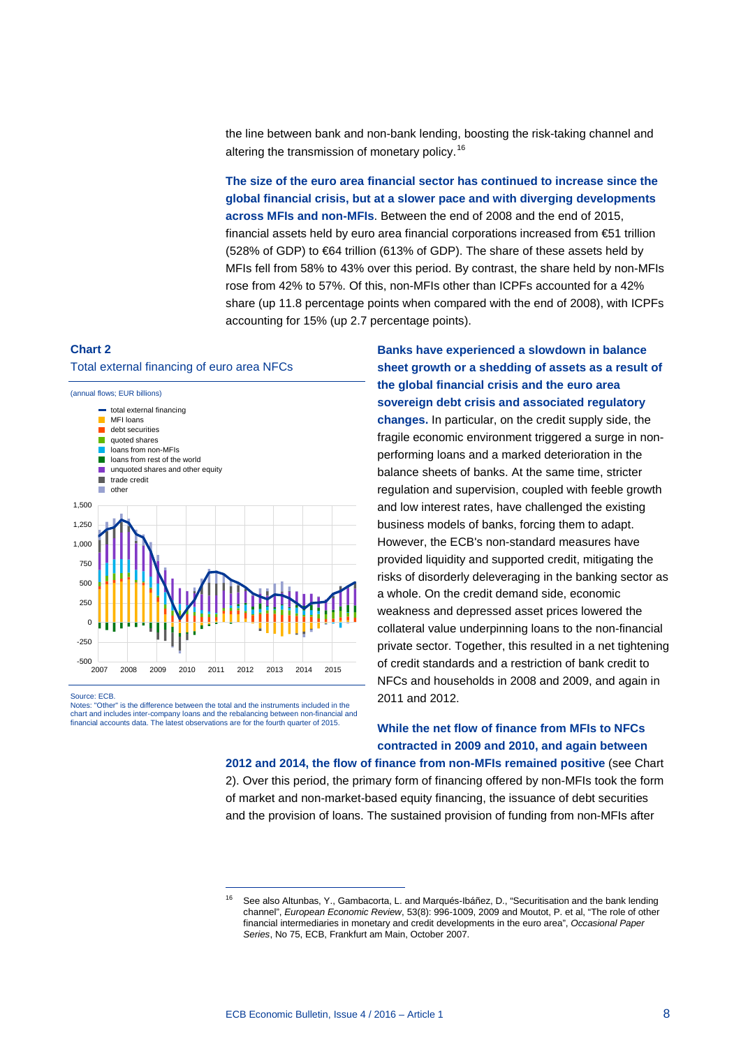the line between bank and non-bank lending, boosting the risk-taking channel and altering the transmission of monetary policy.[16]

**The size of the euro area financial sector has continued to increase since the global financial crisis, but at a slower pace and with diverging developments across MFIs and non-MFIs**. Between the end of 2008 and the end of 2015, financial assets held by euro area financial corporations increased from €51 trillion (528% of GDP) to €64 trillion (613% of GDP). The share of these assets held by MFIs fell from 58% to 43% over this period. By contrast, the share held by non-MFIs rose from 42% to 57%. Of this, non-MFIs other than ICPFs accounted for a 42% share (up 11.8 percentage points when compared with the end of 2008), with ICPFs accounting for 15% (up 2.7 percentage points).

**Chart 2**

Total external financing of euro area NFCs

(annual flows; EUR billions)

Source: ECB.
Notes: "Other" is the difference between the total and the instruments included in the chart and includes inter-company loans and the rebalancing between non-financial and financial accounts data. The latest observations are for the fourth quarter of 2015.

**Banks have experienced a slowdown in balance sheet growth or a shedding of assets as a result of the global financial crisis and the euro area sovereign debt crisis and associated regulatory changes.** In particular, on the credit supply side, the fragile economic environment triggered a surge in non-performing loans and a marked deterioration in the balance sheets of banks. At the same time, stricter regulation and supervision, coupled with feeble growth and low interest rates, have challenged the existing business models of banks, forcing them to adapt. However, the ECB's non-standard measures have provided liquidity and supported credit, mitigating the risks of disorderly deleveraging in the banking sector as a whole. On the credit demand side, economic weakness and depressed asset prices lowered the collateral value underpinning loans to the non-financial private sector. Together, this resulted in a net tightening of credit standards and a restriction of bank credit to NFCs and households in 2008 and 2009, and again in 2011 and 2012.

**While the net flow of finance from MFIs to NFCs contracted in 2009 and 2010, and again between 2012 and 2014, the flow of finance from non-MFIs remained positive** (see Chart 2). Over this period, the primary form of financing offered by non-MFIs took the form of market and non-market-based equity financing, the issuance of debt securities and the provision of loans. The sustained provision of funding from non-MFIs after

[16] See also Altunbas, Y., Gambacorta, L. and Marqués-Ibáñez, D., "Securitisation and the bank lending channel", *European Economic Review*, 53(8): 996-1009, 2009 and Moutot, P. et al, "The role of other financial intermediaries in monetary and credit developments in the euro area", *Occasional Paper Series*, No 75, ECB, Frankfurt am Main, October 2007.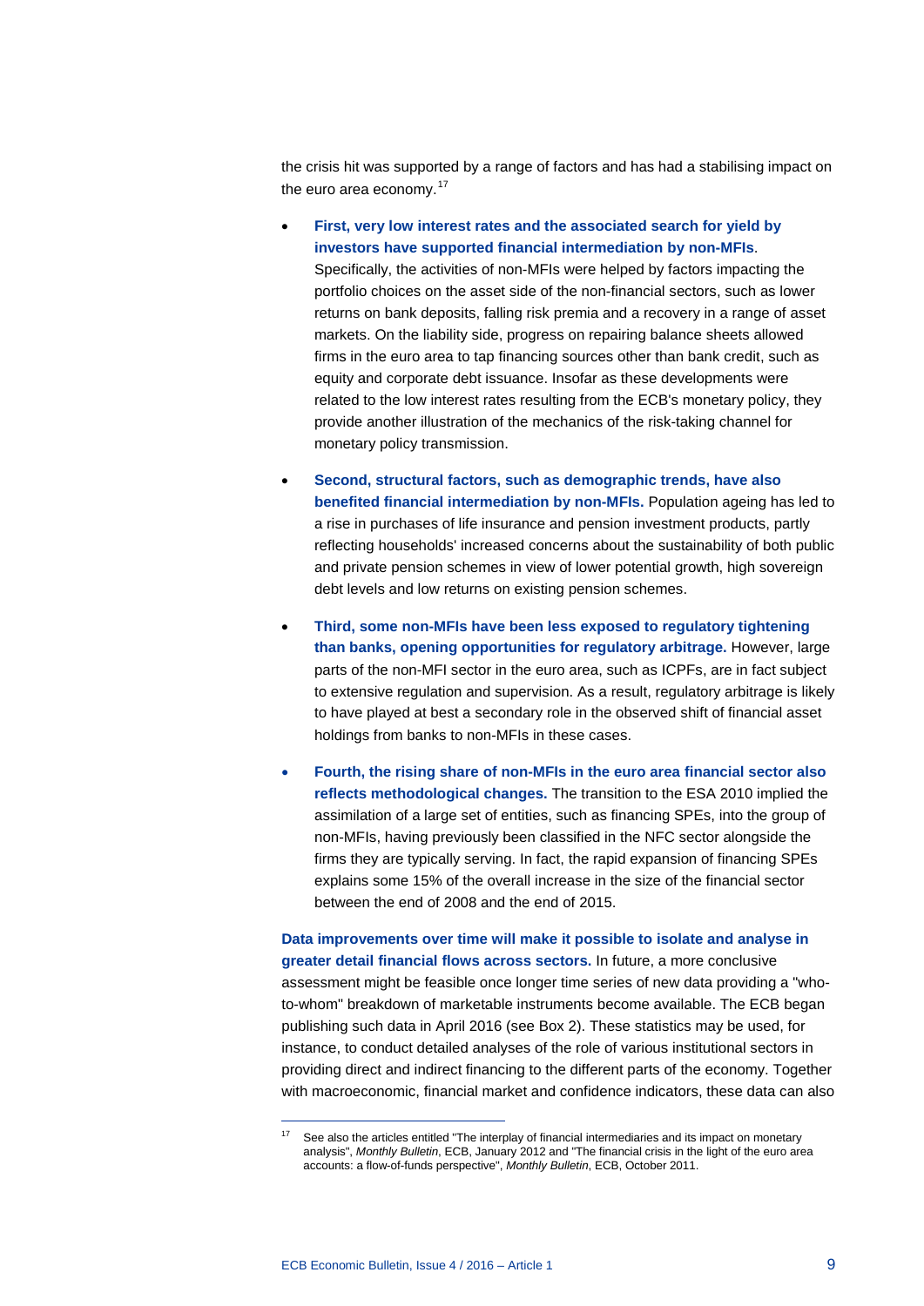the crisis hit was supported by a range of factors and has had a stabilising impact on the euro area economy.[17]

- **First, very low interest rates and the associated search for yield by investors have supported financial intermediation by non-MFIs.** Specifically, the activities of non-MFIs were helped by factors impacting the portfolio choices on the asset side of the non-financial sectors, such as lower returns on bank deposits, falling risk premia and a recovery in a range of asset markets. On the liability side, progress on repairing balance sheets allowed firms in the euro area to tap financing sources other than bank credit, such as equity and corporate debt issuance. Insofar as these developments were related to the low interest rates resulting from the ECB's monetary policy, they provide another illustration of the mechanics of the risk-taking channel for monetary policy transmission.

- **Second, structural factors, such as demographic trends, have also benefited financial intermediation by non-MFIs.** Population ageing has led to a rise in purchases of life insurance and pension investment products, partly reflecting households' increased concerns about the sustainability of both public and private pension schemes in view of lower potential growth, high sovereign debt levels and low returns on existing pension schemes.

- **Third, some non-MFIs have been less exposed to regulatory tightening than banks, opening opportunities for regulatory arbitrage.** However, large parts of the non-MFI sector in the euro area, such as ICPFs, are in fact subject to extensive regulation and supervision. As a result, regulatory arbitrage is likely to have played at best a secondary role in the observed shift of financial asset holdings from banks to non-MFIs in these cases.

- **Fourth, the rising share of non-MFIs in the euro area financial sector also reflects methodological changes.** The transition to the ESA 2010 implied the assimilation of a large set of entities, such as financing SPEs, into the group of non-MFIs, having previously been classified in the NFC sector alongside the firms they are typically serving. In fact, the rapid expansion of financing SPEs explains some 15% of the overall increase in the size of the financial sector between the end of 2008 and the end of 2015.

**Data improvements over time will make it possible to isolate and analyse in greater detail financial flows across sectors.** In future, a more conclusive assessment might be feasible once longer time series of new data providing a "who-to-whom" breakdown of marketable instruments become available. The ECB began publishing such data in April 2016 (see Box 2). These statistics may be used, for instance, to conduct detailed analyses of the role of various institutional sectors in providing direct and indirect financing to the different parts of the economy. Together with macroeconomic, financial market and confidence indicators, these data can also

---

[17] See also the articles entitled "The interplay of financial intermediaries and its impact on monetary analysis", *Monthly Bulletin*, ECB, January 2012 and "The financial crisis in the light of the euro area accounts: a flow-of-funds perspective", *Monthly Bulletin*, ECB, October 2011.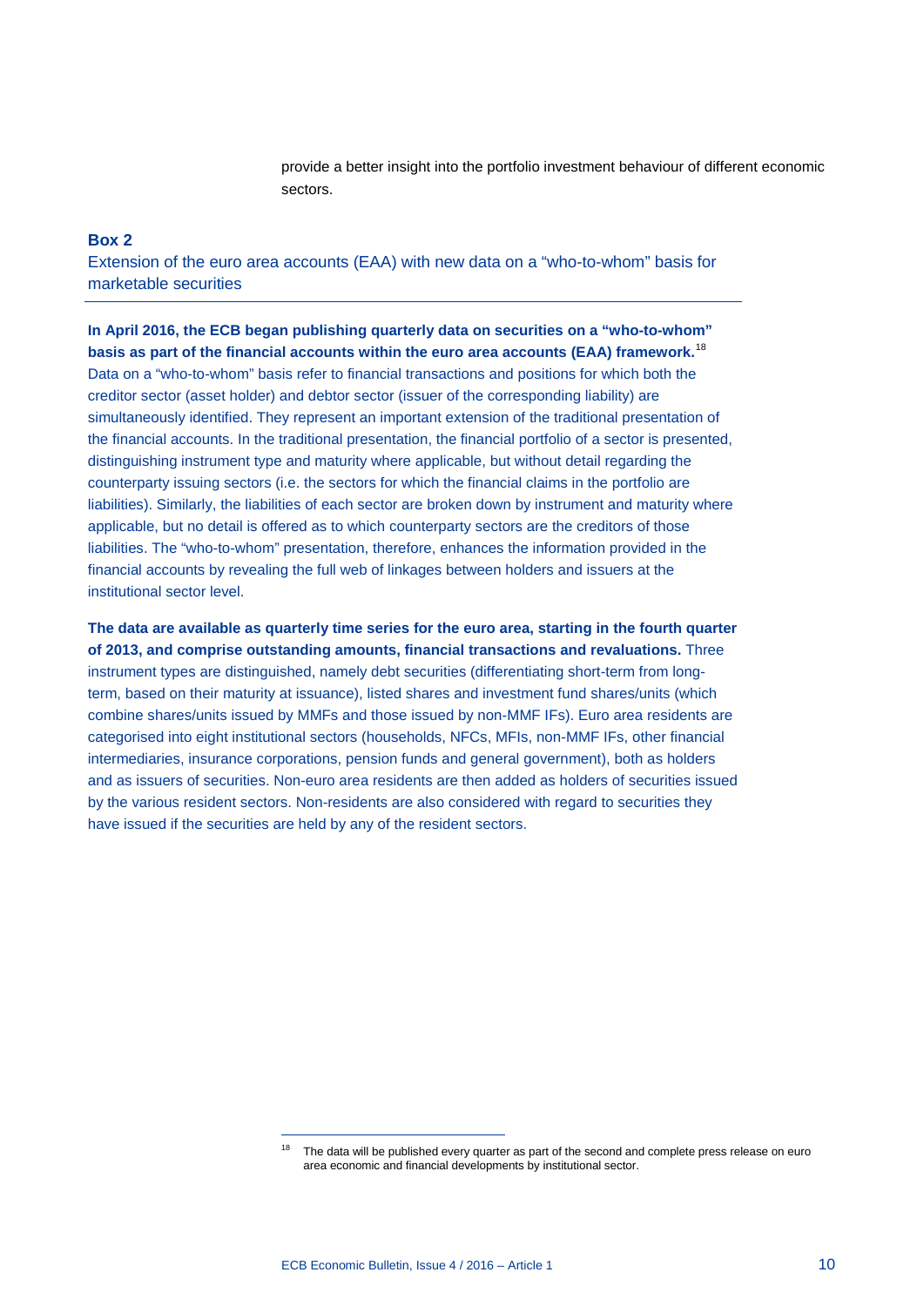provide a better insight into the portfolio investment behaviour of different economic sectors.

### Box 2

### Extension of the euro area accounts (EAA) with new data on a "who-to-whom" basis for marketable securities

**In April 2016, the ECB began publishing quarterly data on securities on a "who-to-whom" basis as part of the financial accounts within the euro area accounts (EAA) framework.**[18] Data on a "who-to-whom" basis refer to financial transactions and positions for which both the creditor sector (asset holder) and debtor sector (issuer of the corresponding liability) are simultaneously identified. They represent an important extension of the traditional presentation of the financial accounts. In the traditional presentation, the financial portfolio of a sector is presented, distinguishing instrument type and maturity where applicable, but without detail regarding the counterparty issuing sectors (i.e. the sectors for which the financial claims in the portfolio are liabilities). Similarly, the liabilities of each sector are broken down by instrument and maturity where applicable, but no detail is offered as to which counterparty sectors are the creditors of those liabilities. The "who-to-whom" presentation, therefore, enhances the information provided in the financial accounts by revealing the full web of linkages between holders and issuers at the institutional sector level.

**The data are available as quarterly time series for the euro area, starting in the fourth quarter of 2013, and comprise outstanding amounts, financial transactions and revaluations.** Three instrument types are distinguished, namely debt securities (differentiating short-term from long-term, based on their maturity at issuance), listed shares and investment fund shares/units (which combine shares/units issued by MMFs and those issued by non-MMF IFs). Euro area residents are categorised into eight institutional sectors (households, NFCs, MFIs, non-MMF IFs, other financial intermediaries, insurance corporations, pension funds and general government), both as holders and as issuers of securities. Non-euro area residents are then added as holders of securities issued by the various resident sectors. Non-residents are also considered with regard to securities they have issued if the securities are held by any of the resident sectors.

[18] The data will be published every quarter as part of the second and complete press release on euro area economic and financial developments by institutional sector.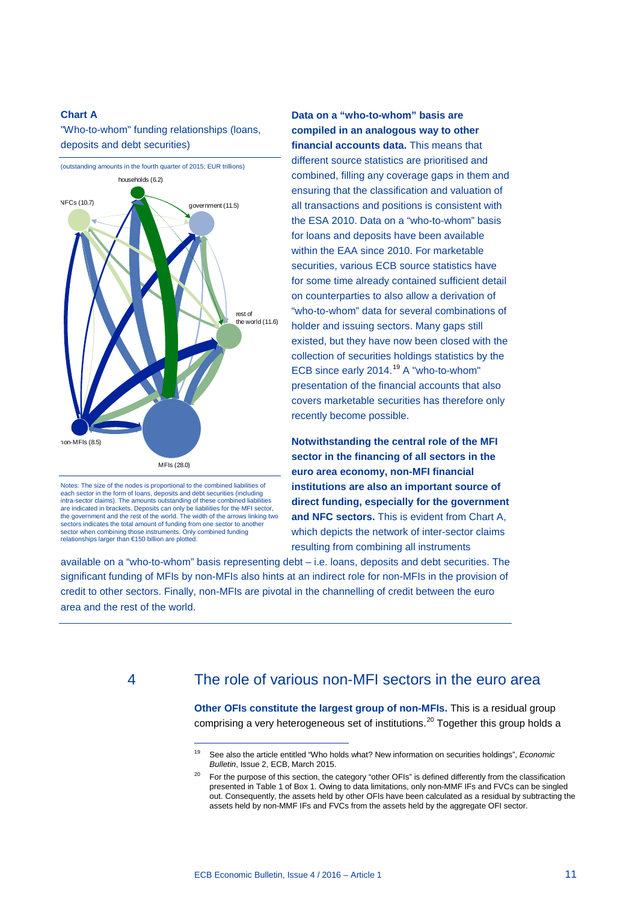**Chart A**

"Who-to-whom" funding relationships (loans, deposits and debt securities)

(outstanding amounts in the fourth quarter of 2015; EUR trillions)

households (6.2)

NFCs (10.7)

government (11.5)

rest of the world (11.6)

non-MFIs (8.5)

MFIs (28.0)

Notes: The size of the nodes is proportional to the combined liabilities of each sector in the form of loans, deposits and debt securities (including intra-sector claims). The amounts outstanding of these combined liabilities are indicated in brackets. Deposits can only be liabilities for the MFI sector, the government and the rest of the world. The width of the arrows linking two sectors indicates the total amount of funding from one sector to another sector when combining those instruments. Only combined funding relationships larger than €150 billion are plotted.

**Data on a "who-to-whom" basis are compiled in an analogous way to other financial accounts data.** This means that different source statistics are prioritised and combined, filling any coverage gaps in them and ensuring that the classification and valuation of all transactions and positions is consistent with the ESA 2010. Data on a "who-to-whom" basis for loans and deposits have been available within the EAA since 2010. For marketable securities, various ECB source statistics have for some time already contained sufficient detail on counterparties to also allow a derivation of "who-to-whom" data for several combinations of holder and issuing sectors. Many gaps still existed, but they have now been closed with the collection of securities holdings statistics by the ECB since early 2014.[19] A "who-to-whom" presentation of the financial accounts that also covers marketable securities has therefore only recently become possible.

**Notwithstanding the central role of the MFI sector in the financing of all sectors in the euro area economy, non-MFI financial institutions are also an important source of direct funding, especially for the government and NFC sectors.** This is evident from Chart A, which depicts the network of inter-sector claims resulting from combining all instruments available on a "who-to-whom" basis representing debt – i.e. loans, deposits and debt securities. The significant funding of MFIs by non-MFIs also hints at an indirect role for non-MFIs in the provision of credit to other sectors. Finally, non-MFIs are pivotal in the channelling of credit between the euro area and the rest of the world.

## 4 The role of various non-MFI sectors in the euro area

**Other OFIs constitute the largest group of non-MFIs.** This is a residual group comprising a very heterogeneous set of institutions.[20] Together this group holds a

[19] See also the article entitled "Who holds what? New information on securities holdings", *Economic Bulletin*, Issue 2, ECB, March 2015.

[20] For the purpose of this section, the category "other OFIs" is defined differently from the classification presented in Table 1 of Box 1. Owing to data limitations, only non-MMF IFs and FVCs can be singled out. Consequently, the assets held by other OFIs have been calculated as a residual by subtracting the assets held by non-MMF IFs and FVCs from the assets held by the aggregate OFI sector.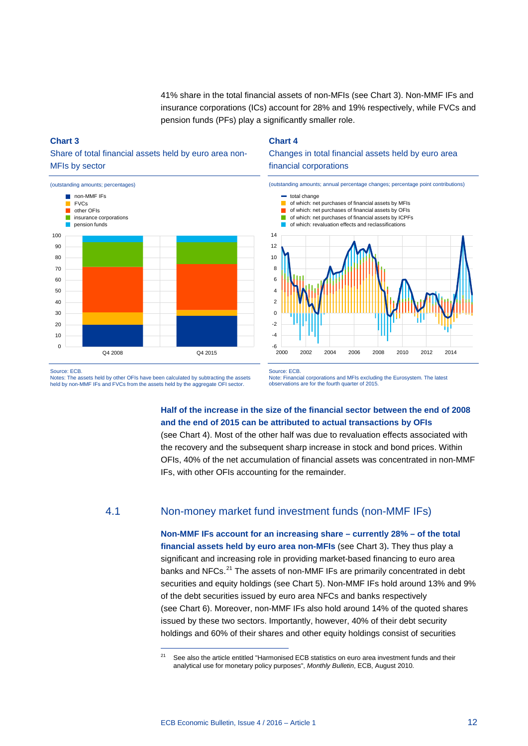41% share in the total financial assets of non-MFIs (see Chart 3). Non-MMF IFs and insurance corporations (ICs) account for 28% and 19% respectively, while FVCs and pension funds (PFs) play a significantly smaller role.

**Chart 3**

Share of total financial assets held by euro area non-MFIs by sector

(outstanding amounts; percentages)

Source: ECB.
Notes: The assets held by other OFIs have been calculated by subtracting the assets held by non-MMF IFs and FVCs from the assets held by the aggregate OFI sector.

**Chart 4**

Changes in total financial assets held by euro area financial corporations

(outstanding amounts; annual percentage changes; percentage point contributions)

Source: ECB.
Note: Financial corporations and MFIs excluding the Eurosystem. The latest observations are for the fourth quarter of 2015.

**Half of the increase in the size of the financial sector between the end of 2008 and the end of 2015 can be attributed to actual transactions by OFIs** (see Chart 4). Most of the other half was due to revaluation effects associated with the recovery and the subsequent sharp increase in stock and bond prices. Within OFIs, 40% of the net accumulation of financial assets was concentrated in non-MMF IFs, with other OFIs accounting for the remainder.

## 4.1 Non-money market fund investment funds (non-MMF IFs)

**Non-MMF IFs account for an increasing share – currently 28% – of the total financial assets held by euro area non-MFIs** (see Chart 3). They thus play a significant and increasing role in providing market-based financing to euro area banks and NFCs.[21] The assets of non-MMF IFs are primarily concentrated in debt securities and equity holdings (see Chart 5). Non-MMF IFs hold around 13% and 9% of the debt securities issued by euro area NFCs and banks respectively (see Chart 6). Moreover, non-MMF IFs also hold around 14% of the quoted shares issued by these two sectors. Importantly, however, 40% of their debt security holdings and 60% of their shares and other equity holdings consist of securities

[21] See also the article entitled "Harmonised ECB statistics on euro area investment funds and their analytical use for monetary policy purposes", *Monthly Bulletin*, ECB, August 2010.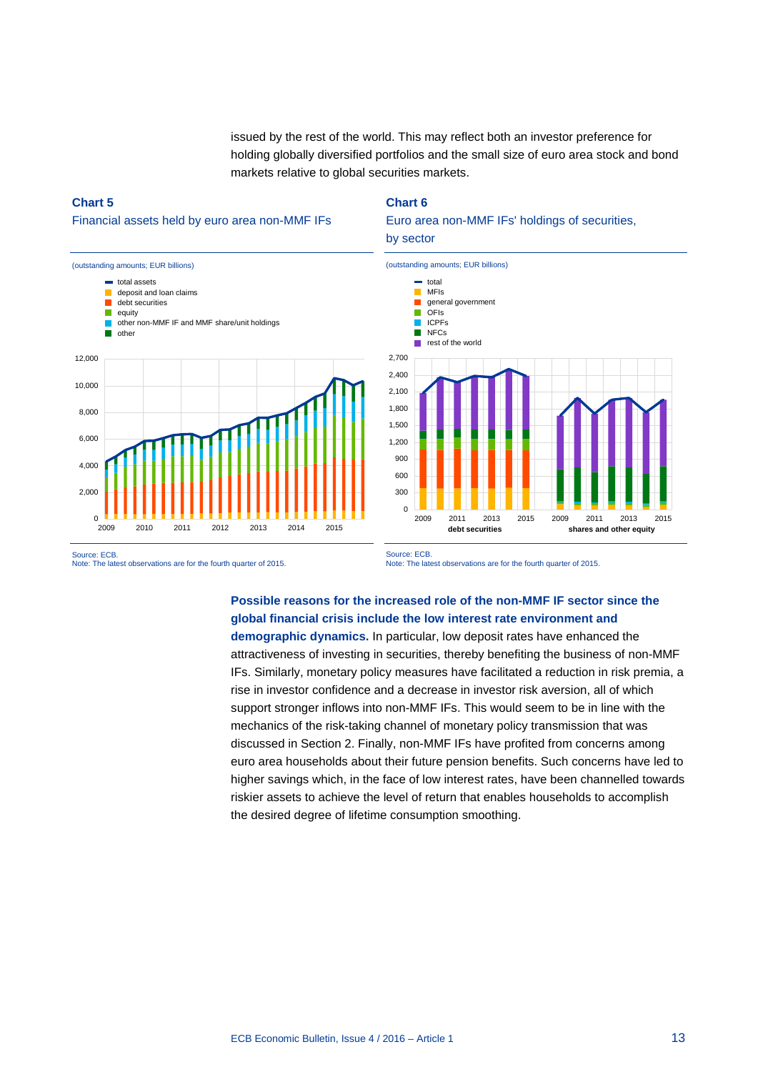issued by the rest of the world. This may reflect both an investor preference for holding globally diversified portfolios and the small size of euro area stock and bond markets relative to global securities markets.

**Chart 5**

Financial assets held by euro area non-MMF IFs

(outstanding amounts; EUR billions)

Source: ECB.
Note: The latest observations are for the fourth quarter of 2015.

**Chart 6**

Euro area non-MMF IFs' holdings of securities, by sector

(outstanding amounts; EUR billions)

Source: ECB.
Note: The latest observations are for the fourth quarter of 2015.

**Possible reasons for the increased role of the non-MMF IF sector since the global financial crisis include the low interest rate environment and demographic dynamics.** In particular, low deposit rates have enhanced the attractiveness of investing in securities, thereby benefiting the business of non-MMF IFs. Similarly, monetary policy measures have facilitated a reduction in risk premia, a rise in investor confidence and a decrease in investor risk aversion, all of which support stronger inflows into non-MMF IFs. This would seem to be in line with the mechanics of the risk-taking channel of monetary policy transmission that was discussed in Section 2. Finally, non-MMF IFs have profited from concerns among euro area households about their future pension benefits. Such concerns have led to higher savings which, in the face of low interest rates, have been channelled towards riskier assets to achieve the level of return that enables households to accomplish the desired degree of lifetime consumption smoothing.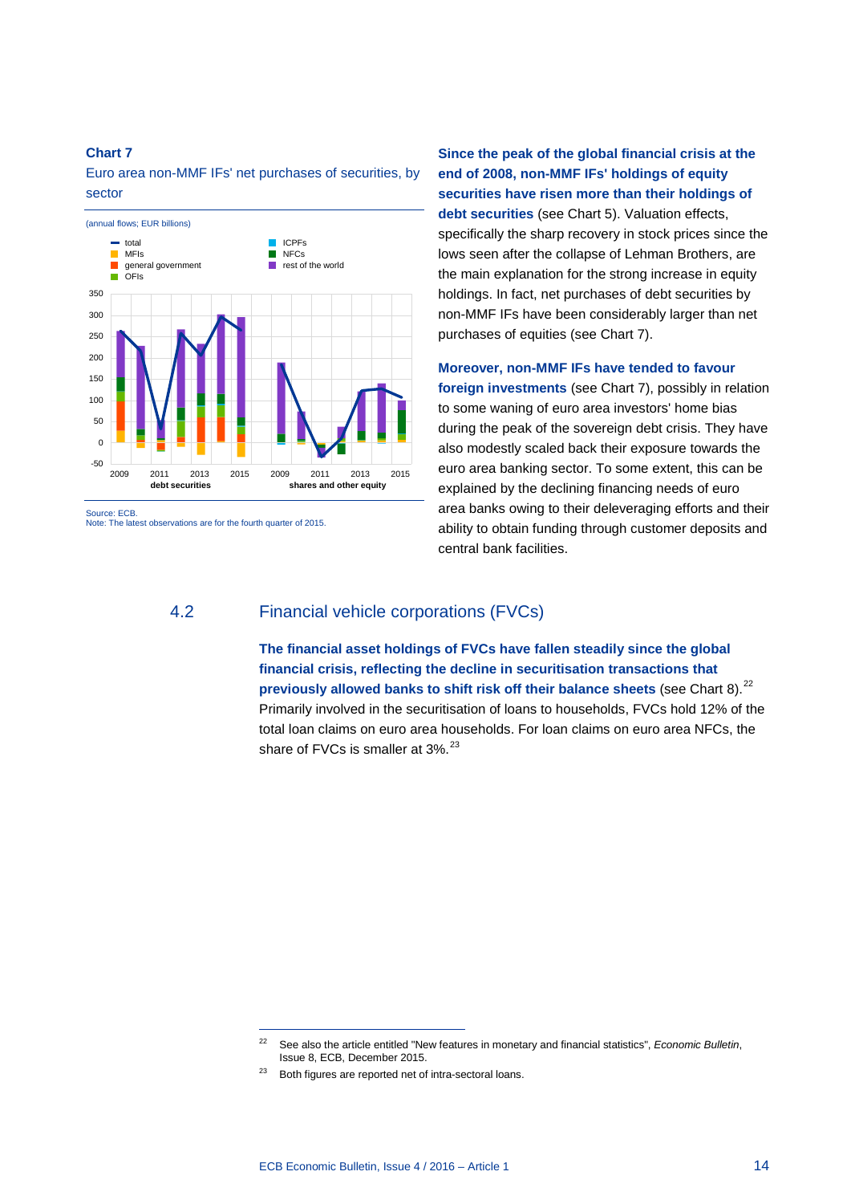**Chart 7**

Euro area non-MMF IFs' net purchases of securities, by sector

(annual flows; EUR billions)

Source: ECB.
Note: The latest observations are for the fourth quarter of 2015.

**Since the peak of the global financial crisis at the end of 2008, non-MMF IFs' holdings of equity securities have risen more than their holdings of debt securities** (see Chart 5). Valuation effects, specifically the sharp recovery in stock prices since the lows seen after the collapse of Lehman Brothers, are the main explanation for the strong increase in equity holdings. In fact, net purchases of debt securities by non-MMF IFs have been considerably larger than net purchases of equities (see Chart 7).

**Moreover, non-MMF IFs have tended to favour foreign investments** (see Chart 7), possibly in relation to some waning of euro area investors' home bias during the peak of the sovereign debt crisis. They have also modestly scaled back their exposure towards the euro area banking sector. To some extent, this can be explained by the declining financing needs of euro area banks owing to their deleveraging efforts and their ability to obtain funding through customer deposits and central bank facilities.

## 4.2 Financial vehicle corporations (FVCs)

**The financial asset holdings of FVCs have fallen steadily since the global financial crisis, reflecting the decline in securitisation transactions that previously allowed banks to shift risk off their balance sheets** (see Chart 8).[22] Primarily involved in the securitisation of loans to households, FVCs hold 12% of the total loan claims on euro area households. For loan claims on euro area NFCs, the share of FVCs is smaller at 3%.[23]

---

[22] See also the article entitled "New features in monetary and financial statistics", *Economic Bulletin*, Issue 8, ECB, December 2015.

[23] Both figures are reported net of intra-sectoral loans.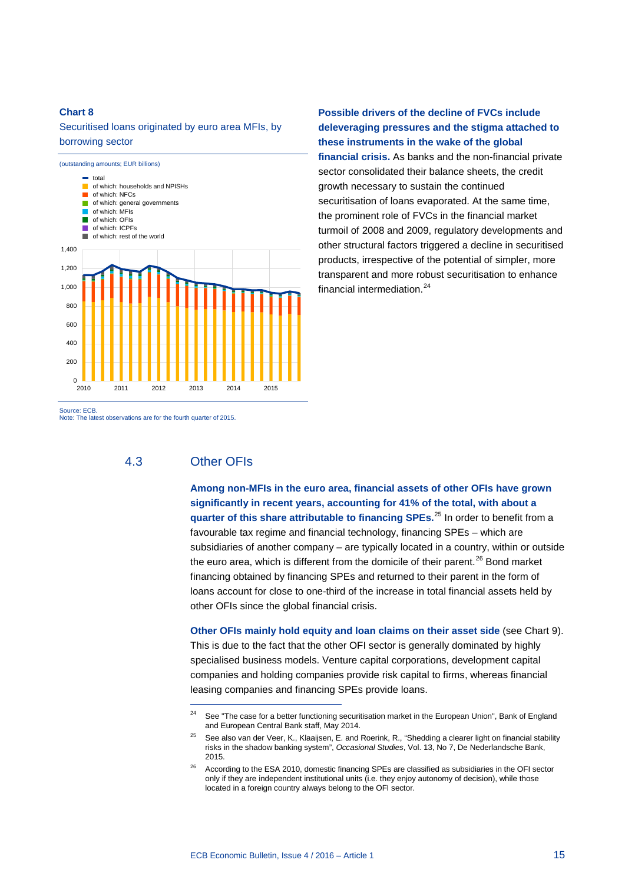**Chart 8**

Securitised loans originated by euro area MFIs, by borrowing sector

(outstanding amounts; EUR billions)

- total
- of which: households and NPISHs
- of which: NFCs
- of which: general governments
- of which: MFIs
- of which: OFIs
- of which: ICPFs
- of which: rest of the world

Source: ECB.
Note: The latest observations are for the fourth quarter of 2015.

**Possible drivers of the decline of FVCs include deleveraging pressures and the stigma attached to these instruments in the wake of the global financial crisis.** As banks and the non-financial private sector consolidated their balance sheets, the credit growth necessary to sustain the continued securitisation of loans evaporated. At the same time, the prominent role of FVCs in the financial market turmoil of 2008 and 2009, regulatory developments and other structural factors triggered a decline in securitised products, irrespective of the potential of simpler, more transparent and more robust securitisation to enhance financial intermediation.[24]

## 4.3 Other OFIs

**Among non-MFIs in the euro area, financial assets of other OFIs have grown significantly in recent years, accounting for 41% of the total, with about a quarter of this share attributable to financing SPEs.**[25] In order to benefit from a favourable tax regime and financial technology, financing SPEs – which are subsidiaries of another company – are typically located in a country, within or outside the euro area, which is different from the domicile of their parent.[26] Bond market financing obtained by financing SPEs and returned to their parent in the form of loans account for close to one-third of the increase in total financial assets held by other OFIs since the global financial crisis.

**Other OFIs mainly hold equity and loan claims on their asset side** (see Chart 9). This is due to the fact that the other OFI sector is generally dominated by highly specialised business models. Venture capital corporations, development capital companies and holding companies provide risk capital to firms, whereas financial leasing companies and financing SPEs provide loans.

---

[24] See "The case for a better functioning securitisation market in the European Union", Bank of England and European Central Bank staff, May 2014.

[25] See also van der Veer, K., Klaaijsen, E. and Roerink, R., "Shedding a clearer light on financial stability risks in the shadow banking system", *Occasional Studies*, Vol. 13, No 7, De Nederlandsche Bank, 2015.

[26] According to the ESA 2010, domestic financing SPEs are classified as subsidiaries in the OFI sector only if they are independent institutional units (i.e. they enjoy autonomy of decision), while those located in a foreign country always belong to the OFI sector.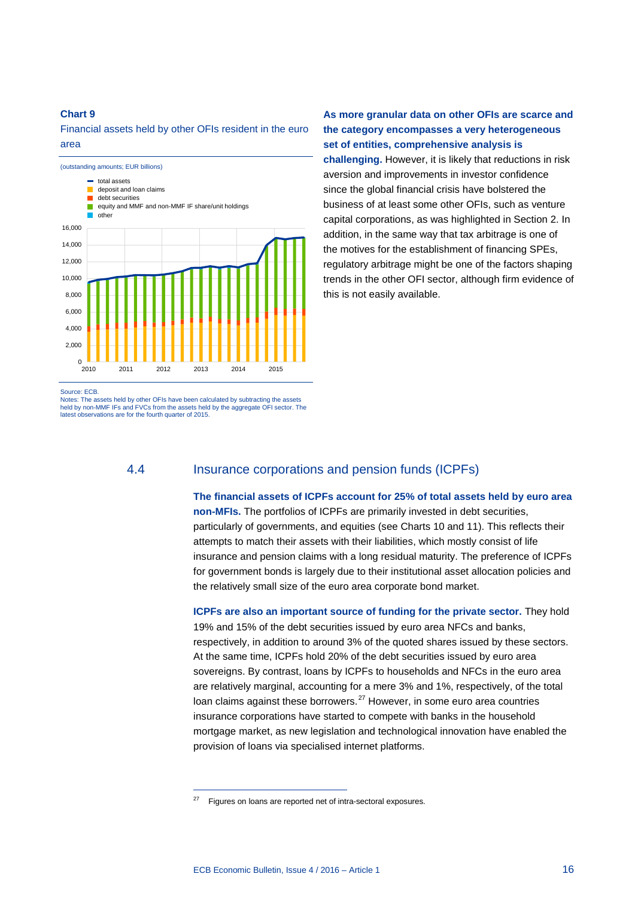**Chart 9**

Financial assets held by other OFIs resident in the euro area

(outstanding amounts; EUR billions)

- total assets
- deposit and loan claims
- debt securities
- equity and MMF and non-MMF IF share/unit holdings
- other

Source: ECB.
Notes: The assets held by other OFIs have been calculated by subtracting the assets held by non-MMF IFs and FVCs from the assets held by the aggregate OFI sector. The latest observations are for the fourth quarter of 2015.

**As more granular data on other OFIs are scarce and the category encompasses a very heterogeneous set of entities, comprehensive analysis is challenging.** However, it is likely that reductions in risk aversion and improvements in investor confidence since the global financial crisis have bolstered the business of at least some other OFIs, such as venture capital corporations, as was highlighted in Section 2. In addition, in the same way that tax arbitrage is one of the motives for the establishment of financing SPEs, regulatory arbitrage might be one of the factors shaping trends in the other OFI sector, although firm evidence of this is not easily available.

## 4.4 Insurance corporations and pension funds (ICPFs)

**The financial assets of ICPFs account for 25% of total assets held by euro area non-MFIs.** The portfolios of ICPFs are primarily invested in debt securities, particularly of governments, and equities (see Charts 10 and 11). This reflects their attempts to match their assets with their liabilities, which mostly consist of life insurance and pension claims with a long residual maturity. The preference of ICPFs for government bonds is largely due to their institutional asset allocation policies and the relatively small size of the euro area corporate bond market.

**ICPFs are also an important source of funding for the private sector.** They hold 19% and 15% of the debt securities issued by euro area NFCs and banks, respectively, in addition to around 3% of the quoted shares issued by these sectors. At the same time, ICPFs hold 20% of the debt securities issued by euro area sovereigns. By contrast, loans by ICPFs to households and NFCs in the euro area are relatively marginal, accounting for a mere 3% and 1%, respectively, of the total loan claims against these borrowers.[27] However, in some euro area countries insurance corporations have started to compete with banks in the household mortgage market, as new legislation and technological innovation have enabled the provision of loans via specialised internet platforms.

[27] Figures on loans are reported net of intra-sectoral exposures.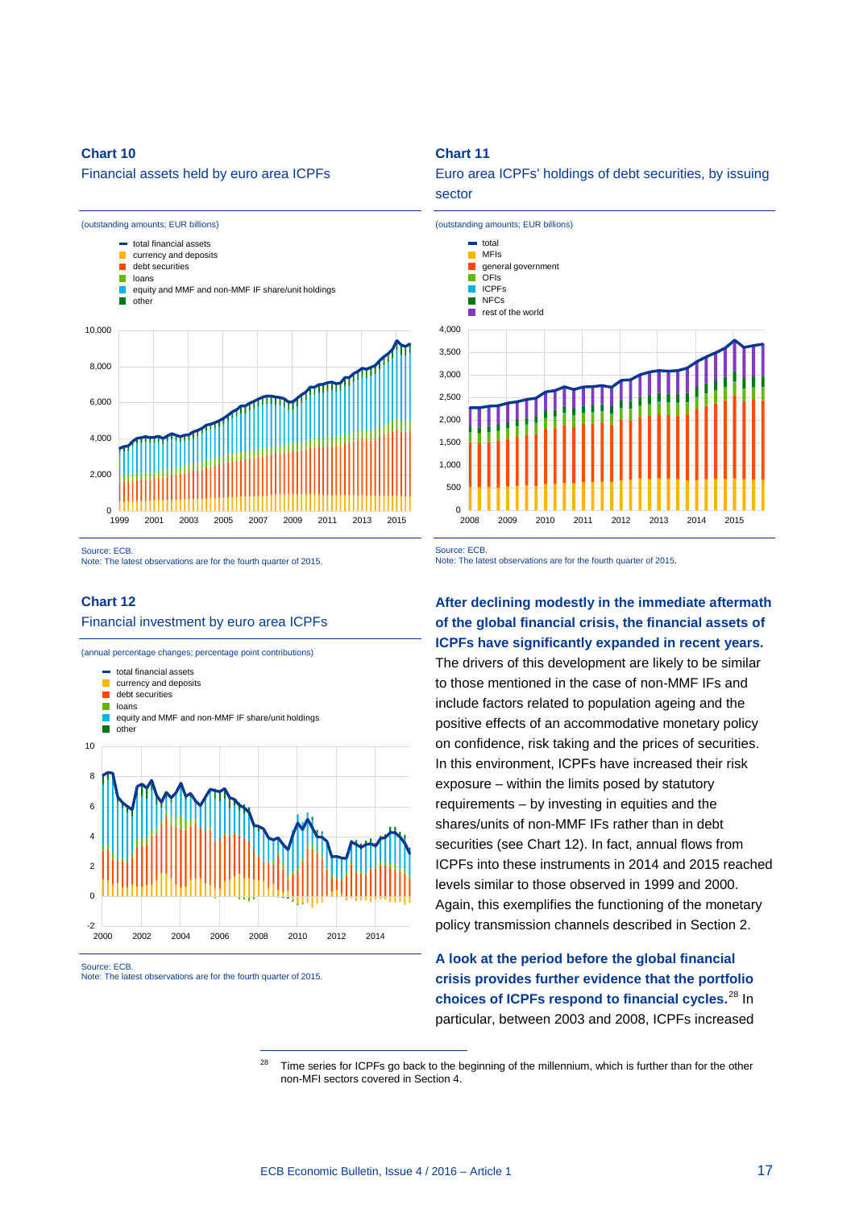**Chart 10**

Financial assets held by euro area ICPFs

(outstanding amounts; EUR billions)

- total financial assets
- currency and deposits
- debt securities
- loans
- equity and MMF and non-MMF IF share/unit holdings
- other

Source: ECB.
Note: The latest observations are for the fourth quarter of 2015.

**Chart 11**

Euro area ICPFs' holdings of debt securities, by issuing sector

(outstanding amounts; EUR billions)

- total
- MFIs
- general government
- OFIs
- ICPFs
- NFCs
- rest of the world

Source: ECB.
Note: The latest observations are for the fourth quarter of 2015.

**Chart 12**

Financial investment by euro area ICPFs

(annual percentage changes; percentage point contributions)

- total financial assets
- currency and deposits
- debt securities
- loans
- equity and MMF and non-MMF IF share/unit holdings
- other

Source: ECB.
Note: The latest observations are for the fourth quarter of 2015.

**After declining modestly in the immediate aftermath of the global financial crisis, the financial assets of ICPFs have significantly expanded in recent years.** The drivers of this development are likely to be similar to those mentioned in the case of non-MMF IFs and include factors related to population ageing and the positive effects of an accommodative monetary policy on confidence, risk taking and the prices of securities. In this environment, ICPFs have increased their risk exposure – within the limits posed by statutory requirements – by investing in equities and the shares/units of non-MMF IFs rather than in debt securities (see Chart 12). In fact, annual flows from ICPFs into these instruments in 2014 and 2015 reached levels similar to those observed in 1999 and 2000. Again, this exemplifies the functioning of the monetary policy transmission channels described in Section 2.

**A look at the period before the global financial crisis provides further evidence that the portfolio choices of ICPFs respond to financial cycles.**[28] In particular, between 2003 and 2008, ICPFs increased

[28] Time series for ICPFs go back to the beginning of the millennium, which is further than for the other non-MFI sectors covered in Section 4.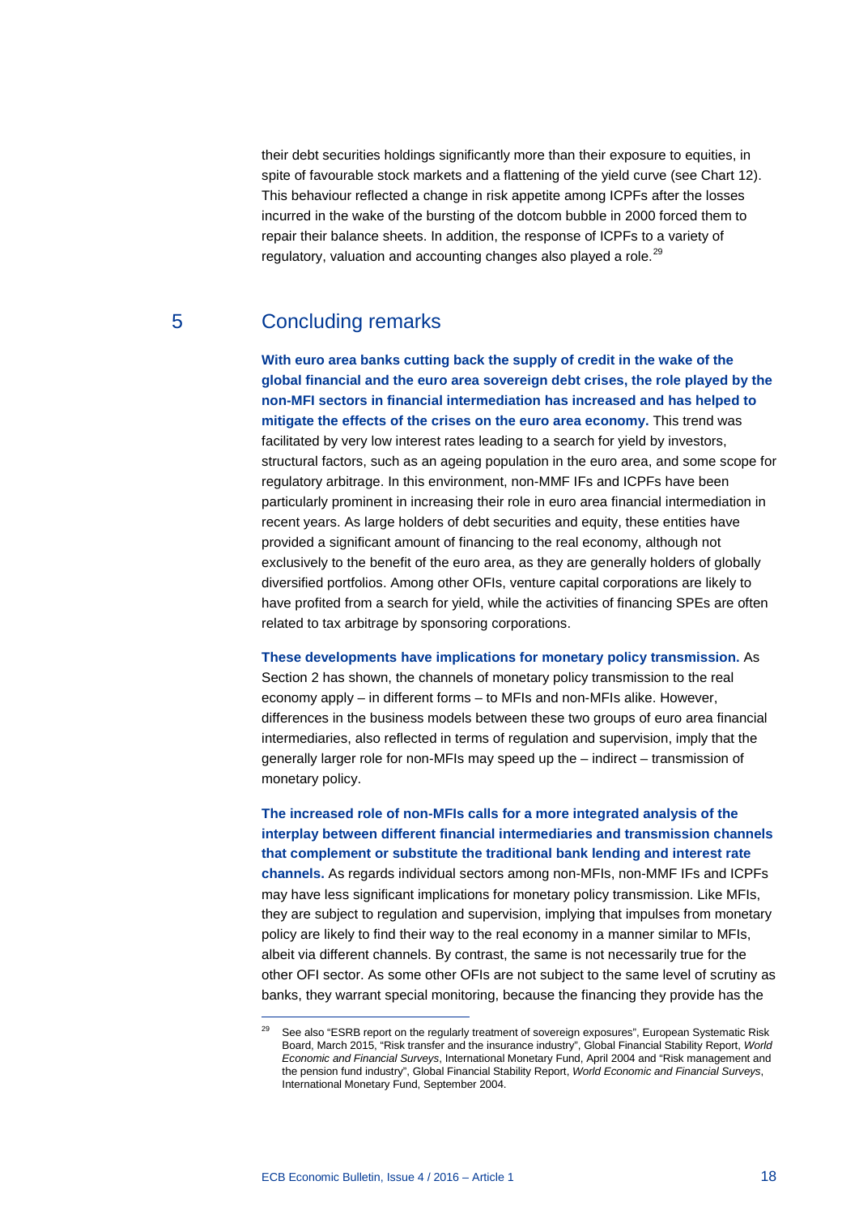their debt securities holdings significantly more than their exposure to equities, in spite of favourable stock markets and a flattening of the yield curve (see Chart 12). This behaviour reflected a change in risk appetite among ICPFs after the losses incurred in the wake of the bursting of the dotcom bubble in 2000 forced them to repair their balance sheets. In addition, the response of ICPFs to a variety of regulatory, valuation and accounting changes also played a role.[29]

## 5 Concluding remarks

**With euro area banks cutting back the supply of credit in the wake of the global financial and the euro area sovereign debt crises, the role played by the non-MFI sectors in financial intermediation has increased and has helped to mitigate the effects of the crises on the euro area economy.** This trend was facilitated by very low interest rates leading to a search for yield by investors, structural factors, such as an ageing population in the euro area, and some scope for regulatory arbitrage. In this environment, non-MMF IFs and ICPFs have been particularly prominent in increasing their role in euro area financial intermediation in recent years. As large holders of debt securities and equity, these entities have provided a significant amount of financing to the real economy, although not exclusively to the benefit of the euro area, as they are generally holders of globally diversified portfolios. Among other OFIs, venture capital corporations are likely to have profited from a search for yield, while the activities of financing SPEs are often related to tax arbitrage by sponsoring corporations.

**These developments have implications for monetary policy transmission.** As Section 2 has shown, the channels of monetary policy transmission to the real economy apply – in different forms – to MFIs and non-MFIs alike. However, differences in the business models between these two groups of euro area financial intermediaries, also reflected in terms of regulation and supervision, imply that the generally larger role for non-MFIs may speed up the – indirect – transmission of monetary policy.

**The increased role of non-MFIs calls for a more integrated analysis of the interplay between different financial intermediaries and transmission channels that complement or substitute the traditional bank lending and interest rate channels.** As regards individual sectors among non-MFIs, non-MMF IFs and ICPFs may have less significant implications for monetary policy transmission. Like MFIs, they are subject to regulation and supervision, implying that impulses from monetary policy are likely to find their way to the real economy in a manner similar to MFIs, albeit via different channels. By contrast, the same is not necessarily true for the other OFI sector. As some other OFIs are not subject to the same level of scrutiny as banks, they warrant special monitoring, because the financing they provide has the

---

[29] See also "ESRB report on the regularly treatment of sovereign exposures", European Systematic Risk Board, March 2015, "Risk transfer and the insurance industry", Global Financial Stability Report, *World Economic and Financial Surveys*, International Monetary Fund, April 2004 and "Risk management and the pension fund industry", Global Financial Stability Report, *World Economic and Financial Surveys*, International Monetary Fund, September 2004.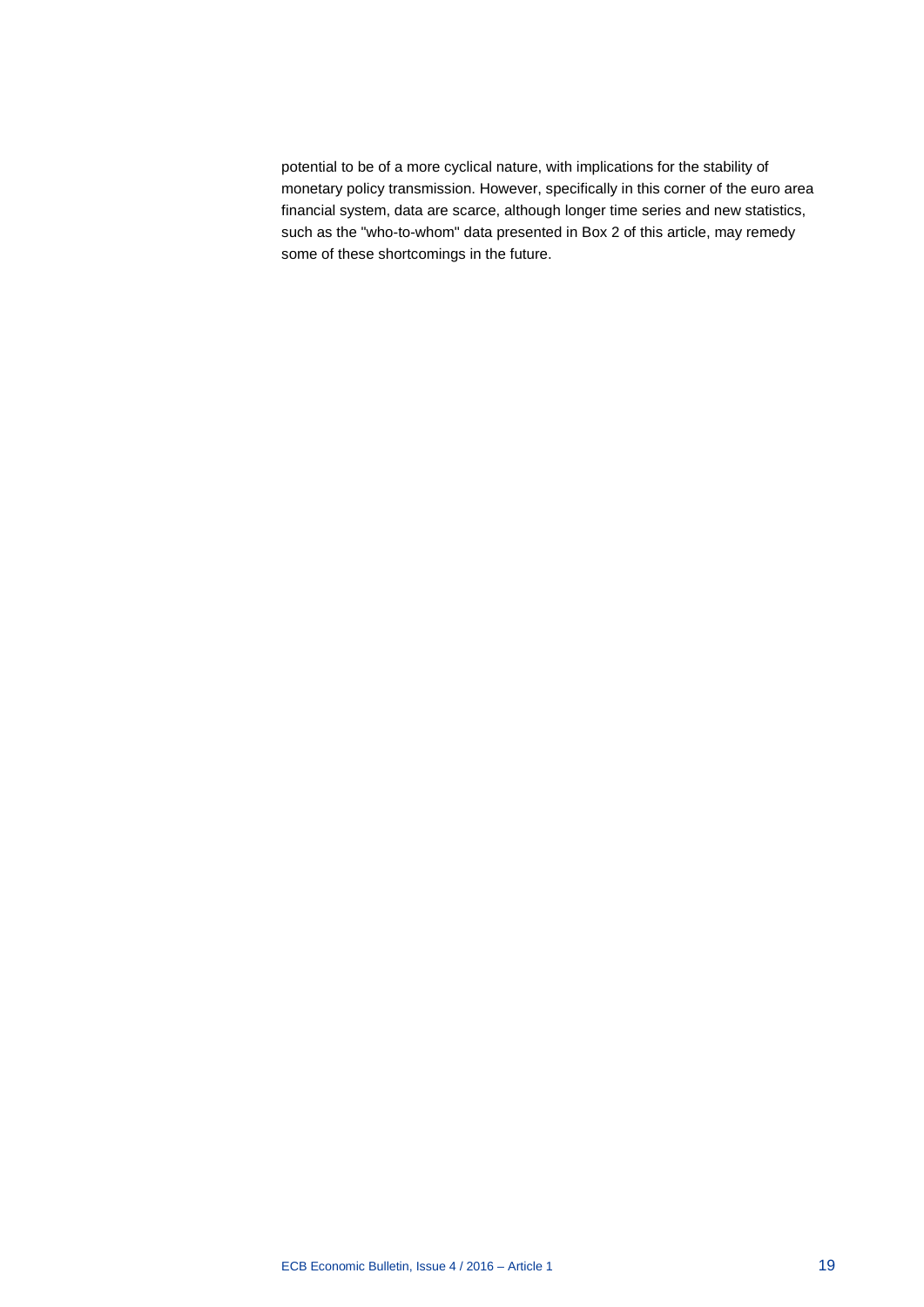potential to be of a more cyclical nature, with implications for the stability of monetary policy transmission. However, specifically in this corner of the euro area financial system, data are scarce, although longer time series and new statistics, such as the "who-to-whom" data presented in Box 2 of this article, may remedy some of these shortcomings in the future.